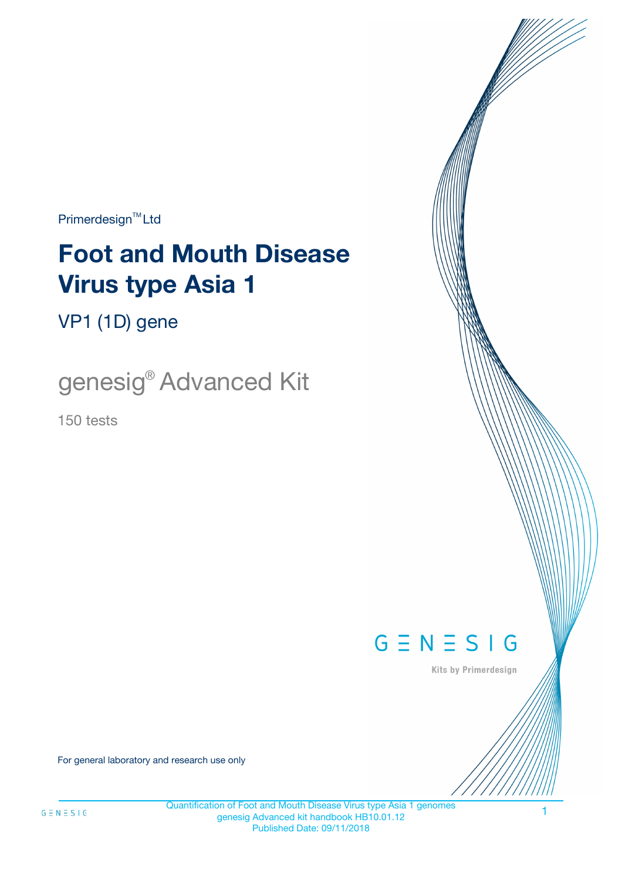Primerdesign™ Ltd

# Foot and Mouth Disease Virus type Asia 1

## VP1 (1D) gene

## genesig® Advanced Kit

150 tests

GENESIG

Kits by Primerdesign

For general laboratory and research use only

Quantification of Foot and Mouth Disease Virus type Asia 1 genomes
genesig Advanced kit handbook HB10.01.12
Published Date: 09/11/2018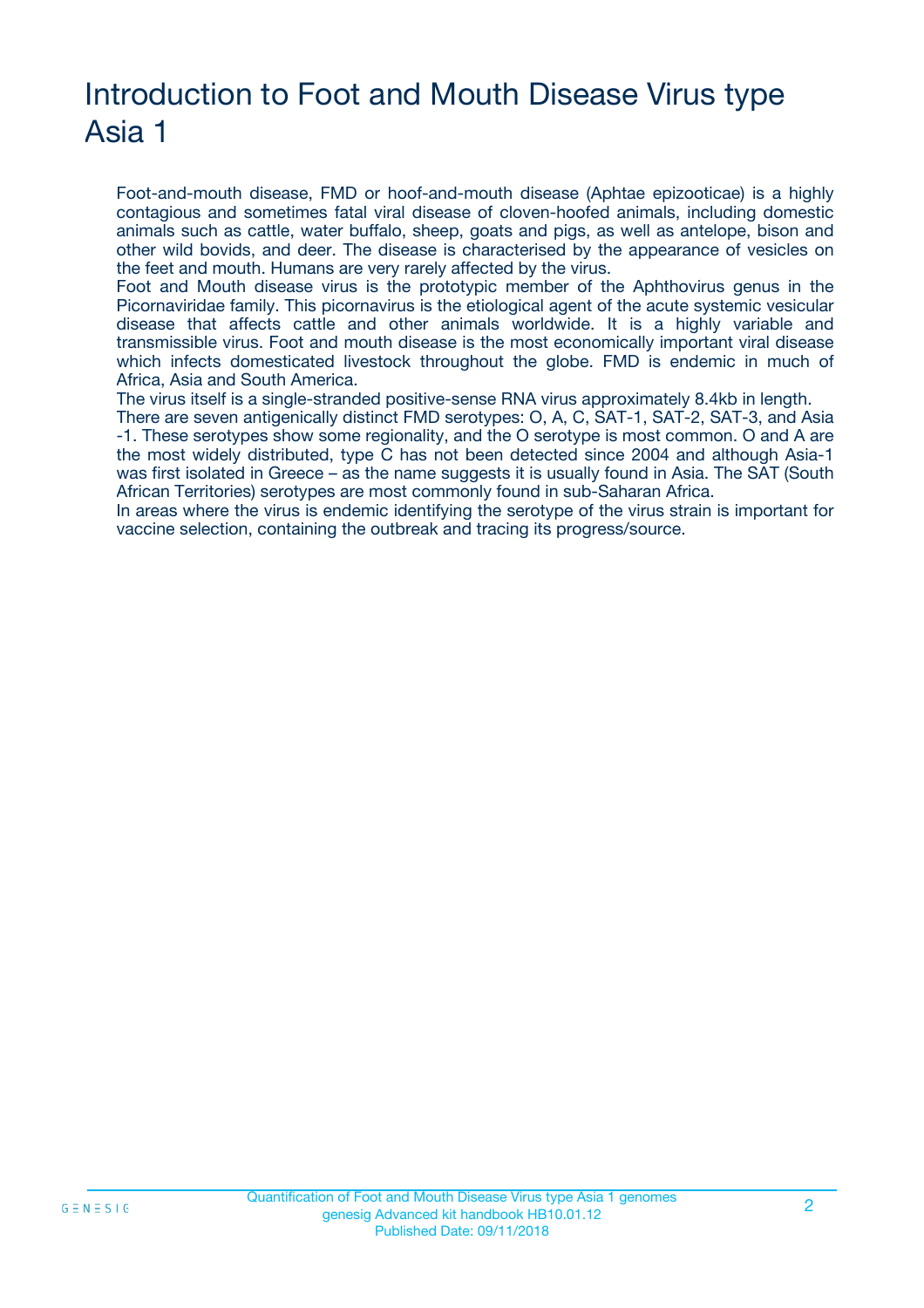# Introduction to Foot and Mouth Disease Virus type Asia 1

Foot-and-mouth disease, FMD or hoof-and-mouth disease (Aphtae epizooticae) is a highly contagious and sometimes fatal viral disease of cloven-hoofed animals, including domestic animals such as cattle, water buffalo, sheep, goats and pigs, as well as antelope, bison and other wild bovids, and deer. The disease is characterised by the appearance of vesicles on the feet and mouth. Humans are very rarely affected by the virus.

Foot and Mouth disease virus is the prototypic member of the Aphthovirus genus in the Picornaviridae family. This picornavirus is the etiological agent of the acute systemic vesicular disease that affects cattle and other animals worldwide. It is a highly variable and transmissible virus. Foot and mouth disease is the most economically important viral disease which infects domesticated livestock throughout the globe. FMD is endemic in much of Africa, Asia and South America.

The virus itself is a single-stranded positive-sense RNA virus approximately 8.4kb in length.

There are seven antigenically distinct FMD serotypes: O, A, C, SAT-1, SAT-2, SAT-3, and Asia -1. These serotypes show some regionality, and the O serotype is most common. O and A are the most widely distributed, type C has not been detected since 2004 and although Asia-1 was first isolated in Greece – as the name suggests it is usually found in Asia. The SAT (South African Territories) serotypes are most commonly found in sub-Saharan Africa.

In areas where the virus is endemic identifying the serotype of the virus strain is important for vaccine selection, containing the outbreak and tracing its progress/source.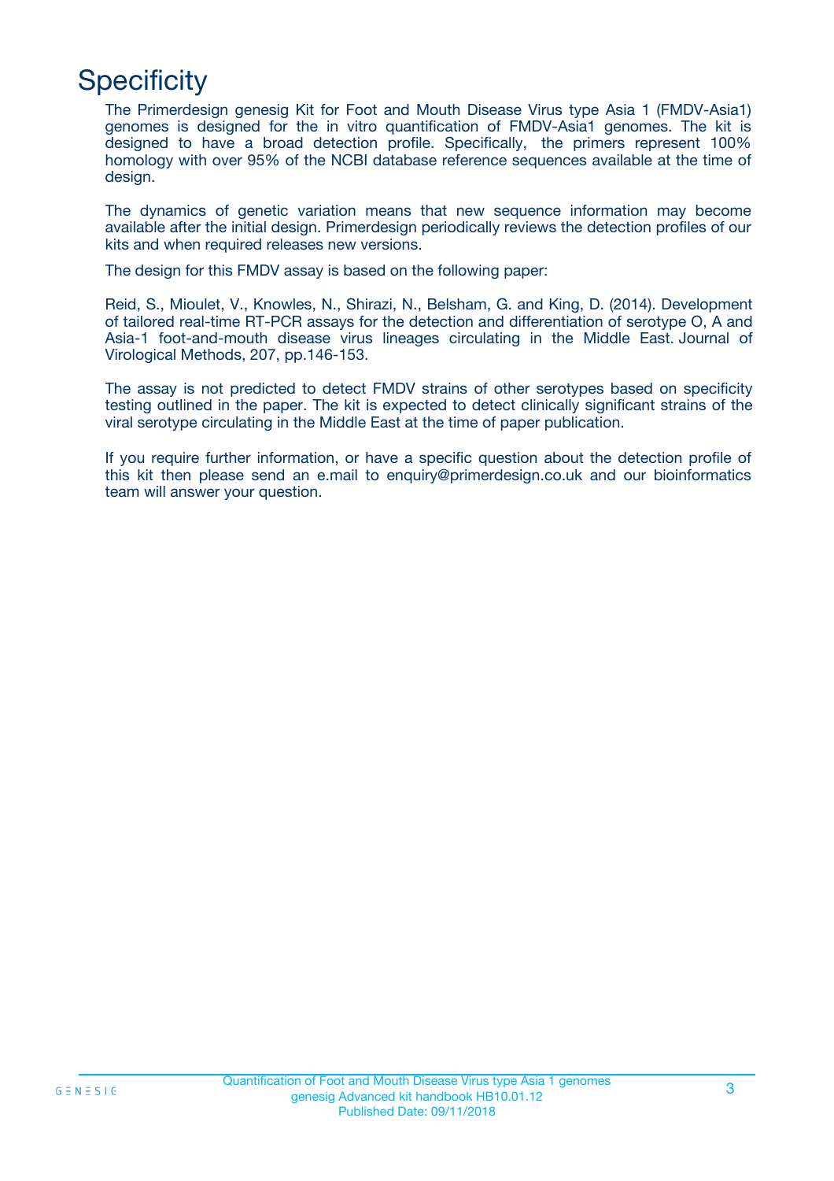# Specificity

The Primerdesign genesig Kit for Foot and Mouth Disease Virus type Asia 1 (FMDV-Asia1) genomes is designed for the in vitro quantification of FMDV-Asia1 genomes. The kit is designed to have a broad detection profile. Specifically, the primers represent 100% homology with over 95% of the NCBI database reference sequences available at the time of design.

The dynamics of genetic variation means that new sequence information may become available after the initial design. Primerdesign periodically reviews the detection profiles of our kits and when required releases new versions.

The design for this FMDV assay is based on the following paper:

Reid, S., Mioulet, V., Knowles, N., Shirazi, N., Belsham, G. and King, D. (2014). Development of tailored real-time RT-PCR assays for the detection and differentiation of serotype O, A and Asia-1 foot-and-mouth disease virus lineages circulating in the Middle East. Journal of Virological Methods, 207, pp.146-153.

The assay is not predicted to detect FMDV strains of other serotypes based on specificity testing outlined in the paper. The kit is expected to detect clinically significant strains of the viral serotype circulating in the Middle East at the time of paper publication.

If you require further information, or have a specific question about the detection profile of this kit then please send an e.mail to enquiry@primerdesign.co.uk and our bioinformatics team will answer your question.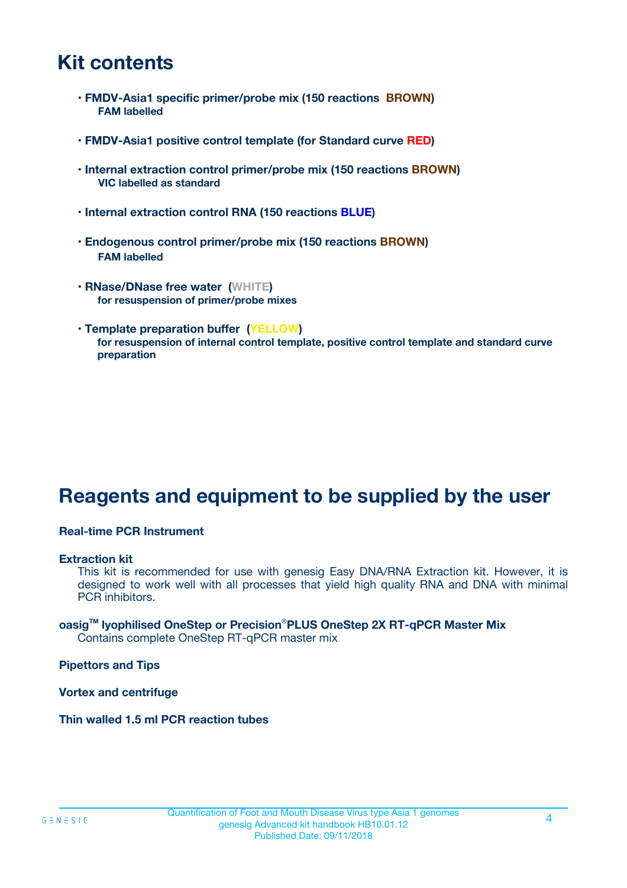## Kit contents

- **FMDV-Asia1 specific primer/probe mix (150 reactions BROWN)**
  **FAM labelled**

- **FMDV-Asia1 positive control template (for Standard curve RED)**

- **Internal extraction control primer/probe mix (150 reactions BROWN)**
  **VIC labelled as standard**

- **Internal extraction control RNA (150 reactions BLUE)**

- **Endogenous control primer/probe mix (150 reactions BROWN)**
  **FAM labelled**

- **RNase/DNase free water (WHITE)**
  **for resuspension of primer/probe mixes**

- **Template preparation buffer (YELLOW)**
  **for resuspension of internal control template, positive control template and standard curve preparation**

## Reagents and equipment to be supplied by the user

**Real-time PCR Instrument**

**Extraction kit**
This kit is recommended for use with genesig Easy DNA/RNA Extraction kit. However, it is designed to work well with all processes that yield high quality RNA and DNA with minimal PCR inhibitors.

**oasig™ lyophilised OneStep or Precision®PLUS OneStep 2X RT-qPCR Master Mix**
Contains complete OneStep RT-qPCR master mix

**Pipettors and Tips**

**Vortex and centrifuge**

**Thin walled 1.5 ml PCR reaction tubes**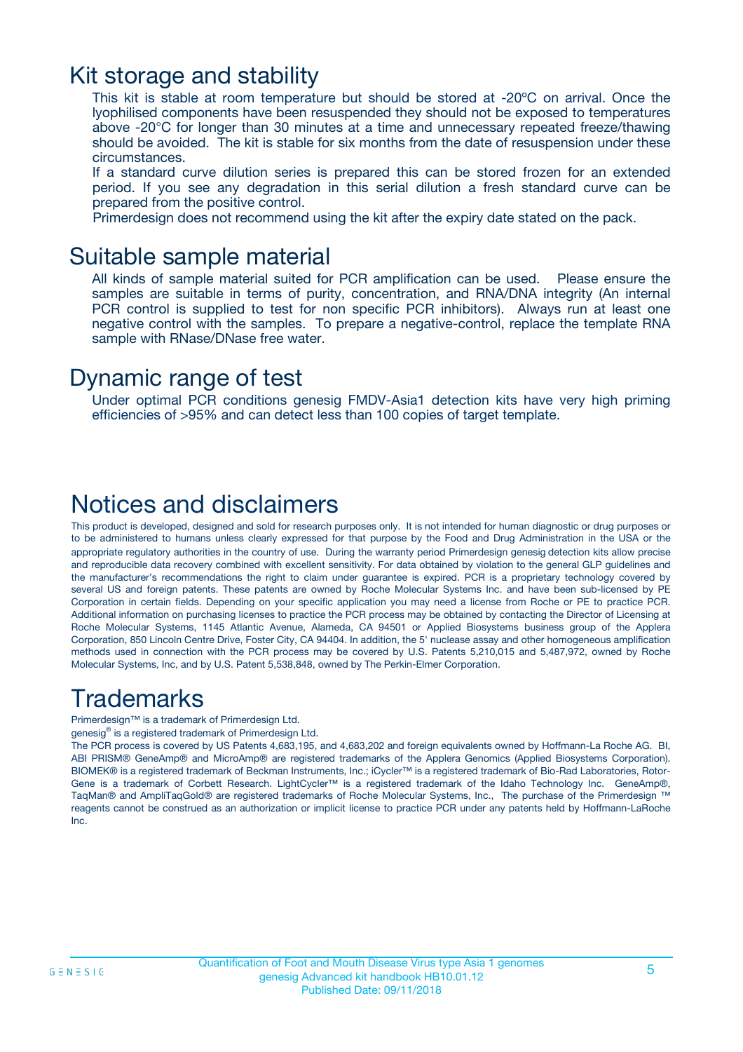## Kit storage and stability

This kit is stable at room temperature but should be stored at -20ºC on arrival. Once the lyophilised components have been resuspended they should not be exposed to temperatures above -20°C for longer than 30 minutes at a time and unnecessary repeated freeze/thawing should be avoided. The kit is stable for six months from the date of resuspension under these circumstances.

If a standard curve dilution series is prepared this can be stored frozen for an extended period. If you see any degradation in this serial dilution a fresh standard curve can be prepared from the positive control.

Primerdesign does not recommend using the kit after the expiry date stated on the pack.

## Suitable sample material

All kinds of sample material suited for PCR amplification can be used. Please ensure the samples are suitable in terms of purity, concentration, and RNA/DNA integrity (An internal PCR control is supplied to test for non specific PCR inhibitors). Always run at least one negative control with the samples. To prepare a negative-control, replace the template RNA sample with RNase/DNase free water.

## Dynamic range of test

Under optimal PCR conditions genesig FMDV-Asia1 detection kits have very high priming efficiencies of >95% and can detect less than 100 copies of target template.

## Notices and disclaimers

This product is developed, designed and sold for research purposes only. It is not intended for human diagnostic or drug purposes or to be administered to humans unless clearly expressed for that purpose by the Food and Drug Administration in the USA or the appropriate regulatory authorities in the country of use. During the warranty period Primerdesign genesig detection kits allow precise and reproducible data recovery combined with excellent sensitivity. For data obtained by violation to the general GLP guidelines and the manufacturer's recommendations the right to claim under guarantee is expired. PCR is a proprietary technology covered by several US and foreign patents. These patents are owned by Roche Molecular Systems Inc. and have been sub-licensed by PE Corporation in certain fields. Depending on your specific application you may need a license from Roche or PE to practice PCR. Additional information on purchasing licenses to practice the PCR process may be obtained by contacting the Director of Licensing at Roche Molecular Systems, 1145 Atlantic Avenue, Alameda, CA 94501 or Applied Biosystems business group of the Applera Corporation, 850 Lincoln Centre Drive, Foster City, CA 94404. In addition, the 5' nuclease assay and other homogeneous amplification methods used in connection with the PCR process may be covered by U.S. Patents 5,210,015 and 5,487,972, owned by Roche Molecular Systems, Inc, and by U.S. Patent 5,538,848, owned by The Perkin-Elmer Corporation.

## Trademarks

Primerdesign™ is a trademark of Primerdesign Ltd.

genesig® is a registered trademark of Primerdesign Ltd.

The PCR process is covered by US Patents 4,683,195, and 4,683,202 and foreign equivalents owned by Hoffmann-La Roche AG. BI, ABI PRISM® GeneAmp® and MicroAmp® are registered trademarks of the Applera Genomics (Applied Biosystems Corporation). BIOMEK® is a registered trademark of Beckman Instruments, Inc.; iCycler™ is a registered trademark of Bio-Rad Laboratories, Rotor-Gene is a trademark of Corbett Research. LightCycler™ is a registered trademark of the Idaho Technology Inc. GeneAmp®, TaqMan® and AmpliTaqGold® are registered trademarks of Roche Molecular Systems, Inc., The purchase of the Primerdesign ™ reagents cannot be construed as an authorization or implicit license to practice PCR under any patents held by Hoffmann-LaRoche Inc.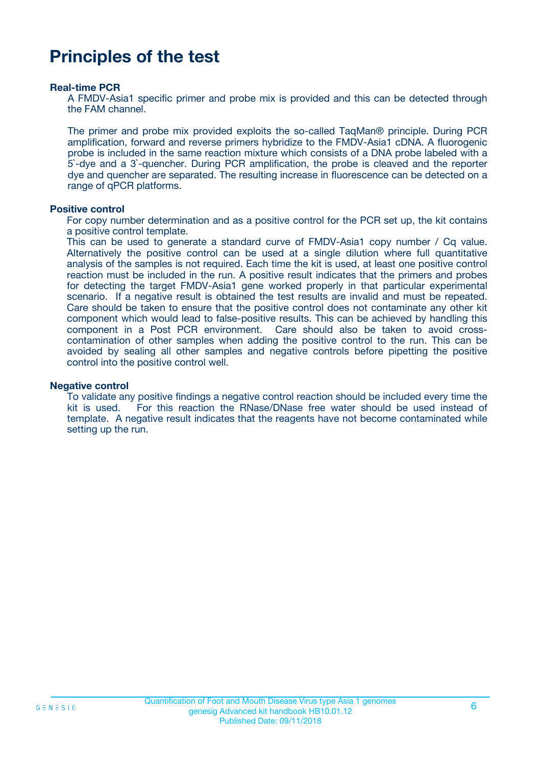# Principles of the test

**Real-time PCR**

A FMDV-Asia1 specific primer and probe mix is provided and this can be detected through the FAM channel.

The primer and probe mix provided exploits the so-called TaqMan® principle. During PCR amplification, forward and reverse primers hybridize to the FMDV-Asia1 cDNA. A fluorogenic probe is included in the same reaction mixture which consists of a DNA probe labeled with a 5`-dye and a 3`-quencher. During PCR amplification, the probe is cleaved and the reporter dye and quencher are separated. The resulting increase in fluorescence can be detected on a range of qPCR platforms.

**Positive control**

For copy number determination and as a positive control for the PCR set up, the kit contains a positive control template.
This can be used to generate a standard curve of FMDV-Asia1 copy number / Cq value. Alternatively the positive control can be used at a single dilution where full quantitative analysis of the samples is not required. Each time the kit is used, at least one positive control reaction must be included in the run. A positive result indicates that the primers and probes for detecting the target FMDV-Asia1 gene worked properly in that particular experimental scenario. If a negative result is obtained the test results are invalid and must be repeated. Care should be taken to ensure that the positive control does not contaminate any other kit component which would lead to false-positive results. This can be achieved by handling this component in a Post PCR environment. Care should also be taken to avoid cross-contamination of other samples when adding the positive control to the run. This can be avoided by sealing all other samples and negative controls before pipetting the positive control into the positive control well.

**Negative control**

To validate any positive findings a negative control reaction should be included every time the kit is used. For this reaction the RNase/DNase free water should be used instead of template. A negative result indicates that the reagents have not become contaminated while setting up the run.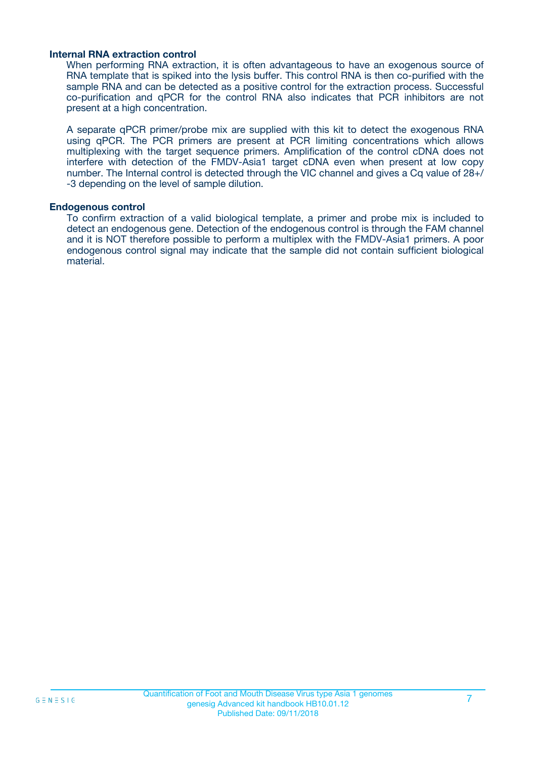### Internal RNA extraction control

When performing RNA extraction, it is often advantageous to have an exogenous source of RNA template that is spiked into the lysis buffer. This control RNA is then co-purified with the sample RNA and can be detected as a positive control for the extraction process. Successful co-purification and qPCR for the control RNA also indicates that PCR inhibitors are not present at a high concentration.

A separate qPCR primer/probe mix are supplied with this kit to detect the exogenous RNA using qPCR. The PCR primers are present at PCR limiting concentrations which allows multiplexing with the target sequence primers. Amplification of the control cDNA does not interfere with detection of the FMDV-Asia1 target cDNA even when present at low copy number. The Internal control is detected through the VIC channel and gives a Cq value of 28+/-3 depending on the level of sample dilution.

### Endogenous control

To confirm extraction of a valid biological template, a primer and probe mix is included to detect an endogenous gene. Detection of the endogenous control is through the FAM channel and it is NOT therefore possible to perform a multiplex with the FMDV-Asia1 primers. A poor endogenous control signal may indicate that the sample did not contain sufficient biological material.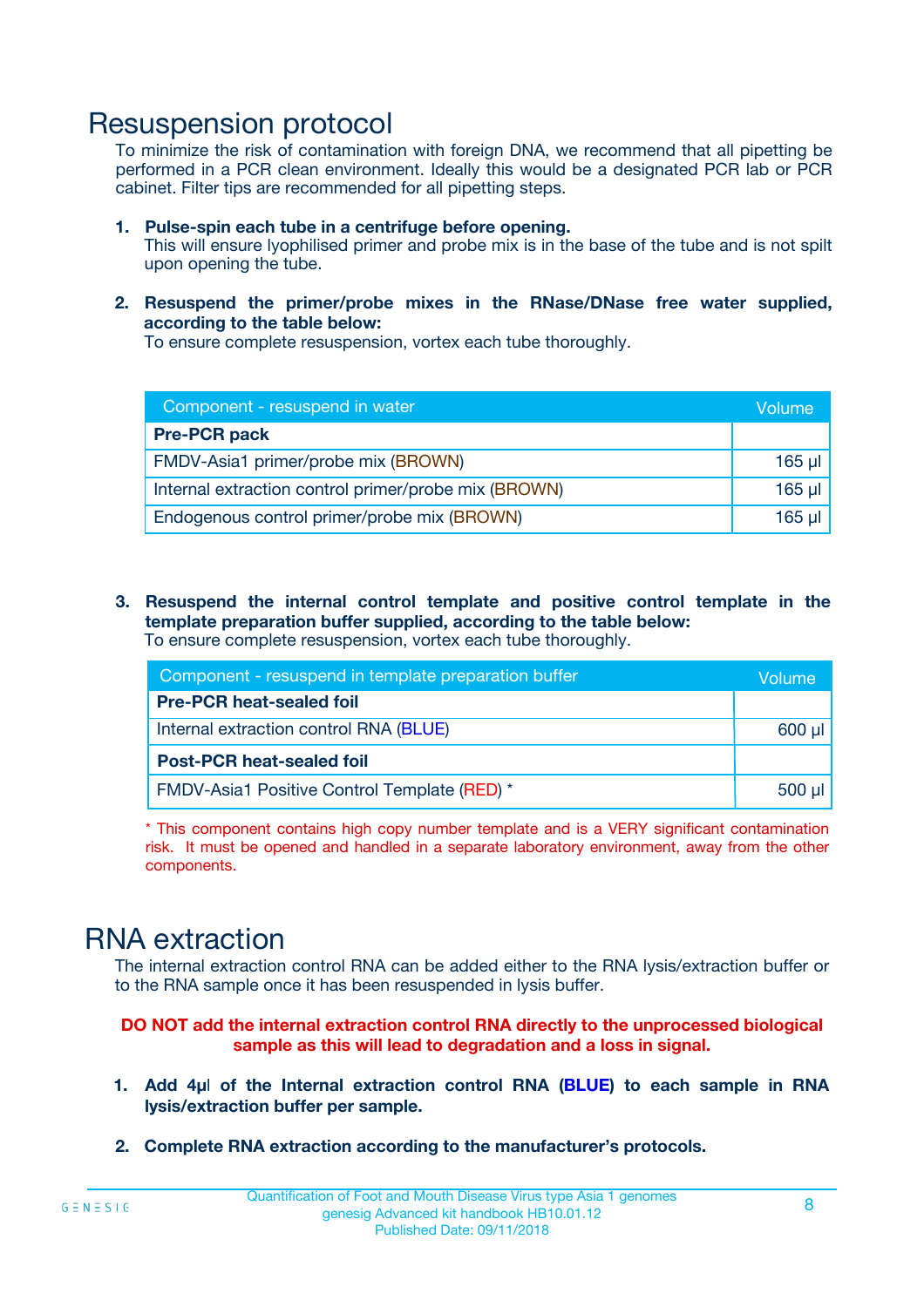# Resuspension protocol

To minimize the risk of contamination with foreign DNA, we recommend that all pipetting be performed in a PCR clean environment. Ideally this would be a designated PCR lab or PCR cabinet. Filter tips are recommended for all pipetting steps.

1. **Pulse-spin each tube in a centrifuge before opening.**
   This will ensure lyophilised primer and probe mix is in the base of the tube and is not spilt upon opening the tube.

2. **Resuspend the primer/probe mixes in the RNase/DNase free water supplied, according to the table below:**
   To ensure complete resuspension, vortex each tube thoroughly.

| Component - resuspend in water | Volume |
|---|---|
| **Pre-PCR pack** | |
| FMDV-Asia1 primer/probe mix (BROWN) | 165 µl |
| Internal extraction control primer/probe mix (BROWN) | 165 µl |
| Endogenous control primer/probe mix (BROWN) | 165 µl |

3. **Resuspend the internal control template and positive control template in the template preparation buffer supplied, according to the table below:**
   To ensure complete resuspension, vortex each tube thoroughly.

| Component - resuspend in template preparation buffer | Volume |
|---|---|
| **Pre-PCR heat-sealed foil** | |
| Internal extraction control RNA (BLUE) | 600 µl |
| **Post-PCR heat-sealed foil** | |
| FMDV-Asia1 Positive Control Template (RED) * | 500 µl |

* This component contains high copy number template and is a VERY significant contamination risk. It must be opened and handled in a separate laboratory environment, away from the other components.

# RNA extraction

The internal extraction control RNA can be added either to the RNA lysis/extraction buffer or to the RNA sample once it has been resuspended in lysis buffer.

**DO NOT add the internal extraction control RNA directly to the unprocessed biological sample as this will lead to degradation and a loss in signal.**

1. **Add 4µl of the Internal extraction control RNA (BLUE) to each sample in RNA lysis/extraction buffer per sample.**

2. **Complete RNA extraction according to the manufacturer's protocols.**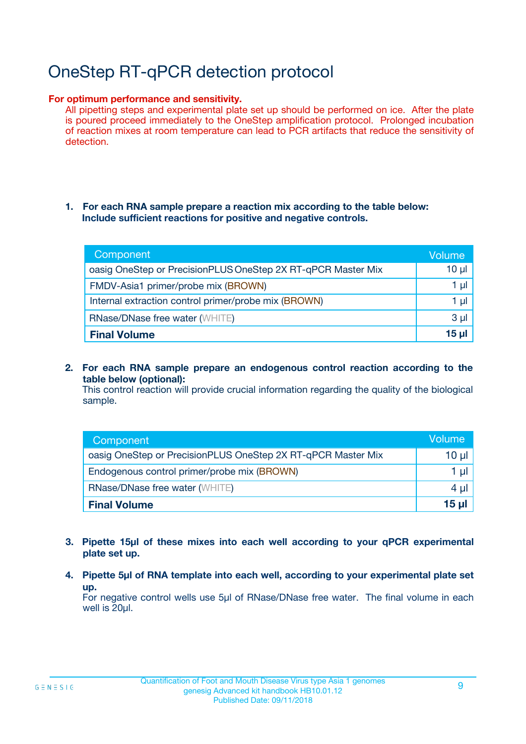# OneStep RT-qPCR detection protocol

**For optimum performance and sensitivity.**

All pipetting steps and experimental plate set up should be performed on ice. After the plate is poured proceed immediately to the OneStep amplification protocol. Prolonged incubation of reaction mixes at room temperature can lead to PCR artifacts that reduce the sensitivity of detection.

1. **For each RNA sample prepare a reaction mix according to the table below: Include sufficient reactions for positive and negative controls.**

| Component | Volume |
|---|---|
| oasig OneStep or PrecisionPLUS OneStep 2X RT-qPCR Master Mix | 10 µl |
| FMDV-Asia1 primer/probe mix (BROWN) | 1 µl |
| Internal extraction control primer/probe mix (BROWN) | 1 µl |
| RNase/DNase free water (WHITE) | 3 µl |
| **Final Volume** | **15 µl** |

2. **For each RNA sample prepare an endogenous control reaction according to the table below (optional):**
   This control reaction will provide crucial information regarding the quality of the biological sample.

| Component | Volume |
|---|---|
| oasig OneStep or PrecisionPLUS OneStep 2X RT-qPCR Master Mix | 10 µl |
| Endogenous control primer/probe mix (BROWN) | 1 µl |
| RNase/DNase free water (WHITE) | 4 µl |
| **Final Volume** | **15 µl** |

3. **Pipette 15µl of these mixes into each well according to your qPCR experimental plate set up.**

4. **Pipette 5µl of RNA template into each well, according to your experimental plate set up.**
   For negative control wells use 5µl of RNase/DNase free water. The final volume in each well is 20µl.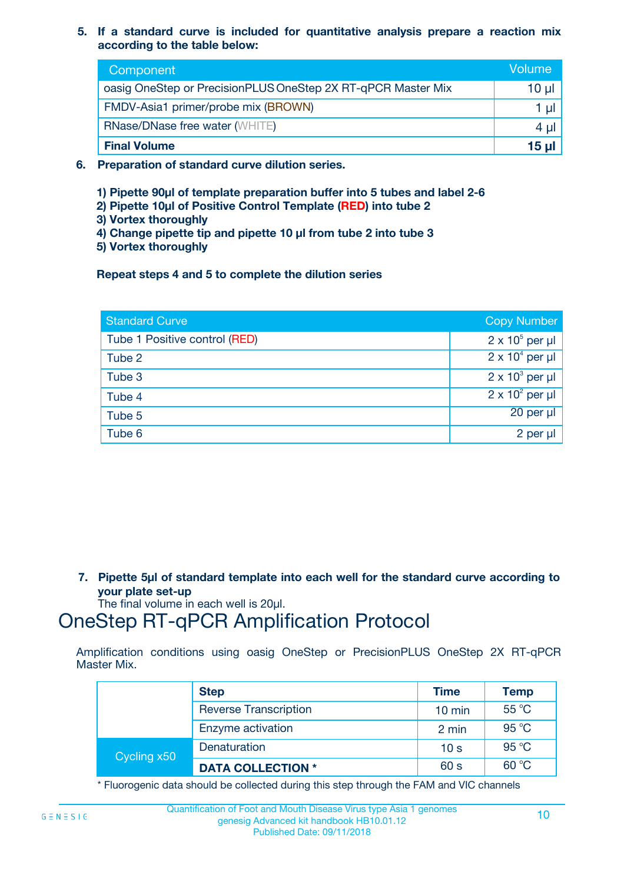5. **If a standard curve is included for quantitative analysis prepare a reaction mix according to the table below:**

| Component | Volume |
|---|---|
| oasig OneStep or PrecisionPLUS OneStep 2X RT-qPCR Master Mix | 10 µl |
| FMDV-Asia1 primer/probe mix (BROWN) | 1 µl |
| RNase/DNase free water (WHITE) | 4 µl |
| **Final Volume** | **15 µl** |

6. **Preparation of standard curve dilution series.**

   **1) Pipette 90µl of template preparation buffer into 5 tubes and label 2-6**
   **2) Pipette 10µl of Positive Control Template (RED) into tube 2**
   **3) Vortex thoroughly**
   **4) Change pipette tip and pipette 10 µl from tube 2 into tube 3**
   **5) Vortex thoroughly**

   **Repeat steps 4 and 5 to complete the dilution series**

| Standard Curve | Copy Number |
|---|---|
| Tube 1 Positive control (RED) | $2 \times 10^5$ per µl |
| Tube 2 | $2 \times 10^4$ per µl |
| Tube 3 | $2 \times 10^3$ per µl |
| Tube 4 | $2 \times 10^2$ per µl |
| Tube 5 | 20 per µl |
| Tube 6 | 2 per µl |

7. **Pipette 5µl of standard template into each well for the standard curve according to your plate set-up**
   The final volume in each well is 20µl.

# OneStep RT-qPCR Amplification Protocol

Amplification conditions using oasig OneStep or PrecisionPLUS OneStep 2X RT-qPCR Master Mix.

| | Step | Time | Temp |
|---|---|---|---|
| | Reverse Transcription | 10 min | 55 °C |
| | Enzyme activation | 2 min | 95 °C |
| Cycling x50 | Denaturation | 10 s | 95 °C |
| | **DATA COLLECTION *** | 60 s | 60 °C |

* Fluorogenic data should be collected during this step through the FAM and VIC channels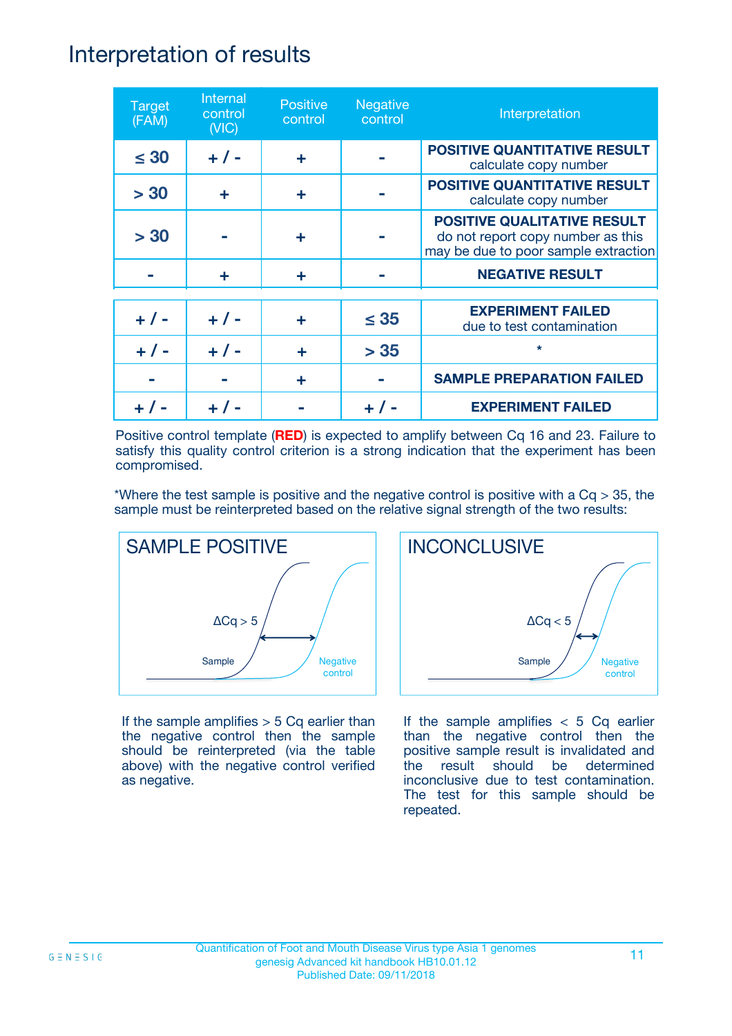# Interpretation of results

| Target (FAM) | Internal control (VIC) | Positive control | Negative control | Interpretation |
|---|---|---|---|---|
| ≤ 30 | + / - | + | - | **POSITIVE QUANTITATIVE RESULT** calculate copy number |
| > 30 | + | + | - | **POSITIVE QUANTITATIVE RESULT** calculate copy number |
| > 30 | - | + | - | **POSITIVE QUALITATIVE RESULT** do not report copy number as this may be due to poor sample extraction |
| - | + | + | - | **NEGATIVE RESULT** |
| + / - | + / - | + | ≤ 35 | **EXPERIMENT FAILED** due to test contamination |
| + / - | + / - | + | > 35 | * |
| - | - | + | - | **SAMPLE PREPARATION FAILED** |
| + / - | + / - | - | + / - | **EXPERIMENT FAILED** |

Positive control template (**RED**) is expected to amplify between Cq 16 and 23. Failure to satisfy this quality control criterion is a strong indication that the experiment has been compromised.

*Where the test sample is positive and the negative control is positive with a Cq > 35, the sample must be reinterpreted based on the relative signal strength of the two results:

**SAMPLE POSITIVE**

ΔCq > 5

Sample

Negative control

If the sample amplifies > 5 Cq earlier than the negative control then the sample should be reinterpreted (via the table above) with the negative control verified as negative.

**INCONCLUSIVE**

ΔCq < 5

Sample

Negative control

If the sample amplifies < 5 Cq earlier than the negative control then the positive sample result is invalidated and the result should be determined inconclusive due to test contamination. The test for this sample should be repeated.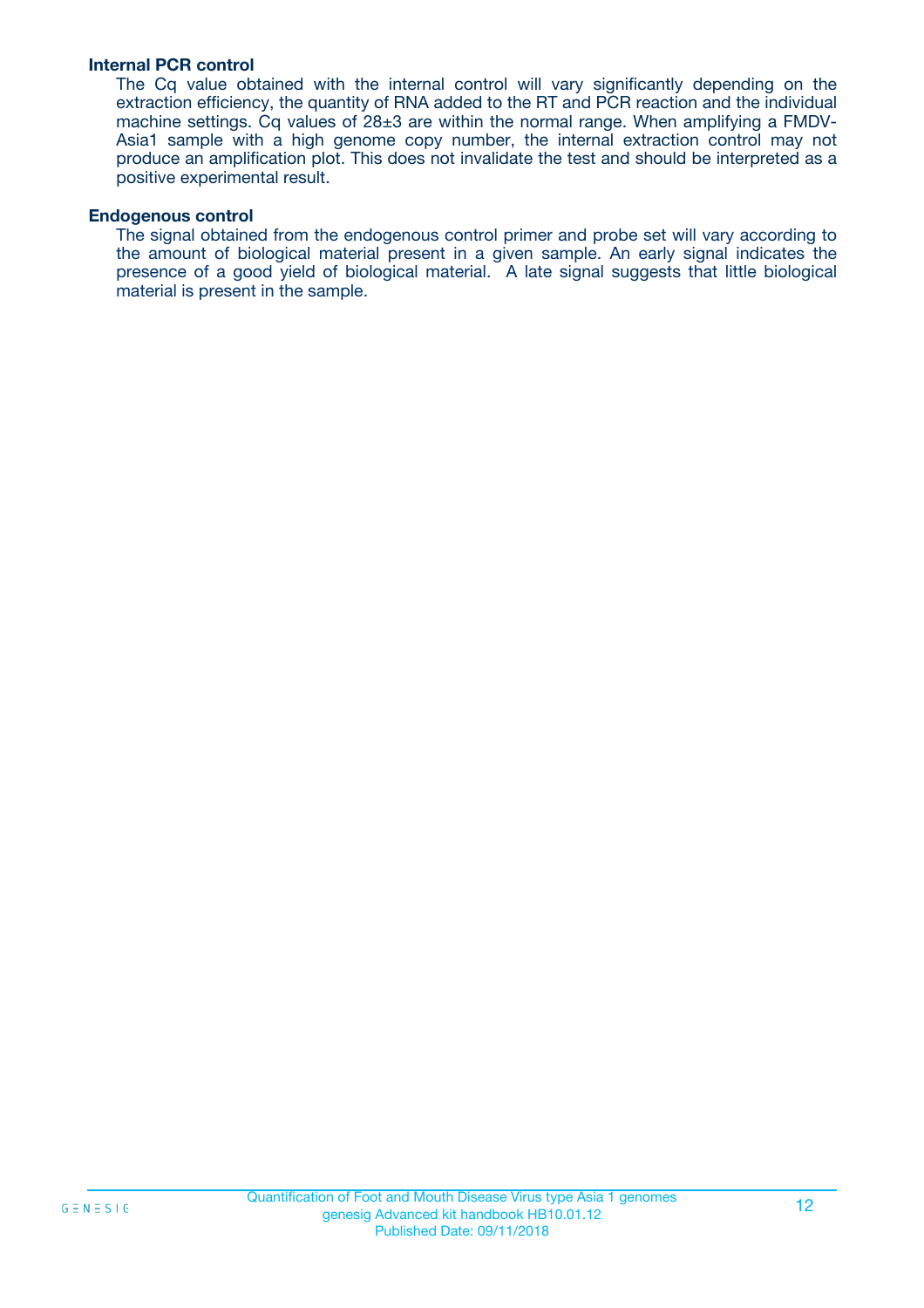### Internal PCR control

The Cq value obtained with the internal control will vary significantly depending on the extraction efficiency, the quantity of RNA added to the RT and PCR reaction and the individual machine settings. Cq values of 28±3 are within the normal range. When amplifying a FMDV-Asia1 sample with a high genome copy number, the internal extraction control may not produce an amplification plot. This does not invalidate the test and should be interpreted as a positive experimental result.

### Endogenous control

The signal obtained from the endogenous control primer and probe set will vary according to the amount of biological material present in a given sample. An early signal indicates the presence of a good yield of biological material. A late signal suggests that little biological material is present in the sample.